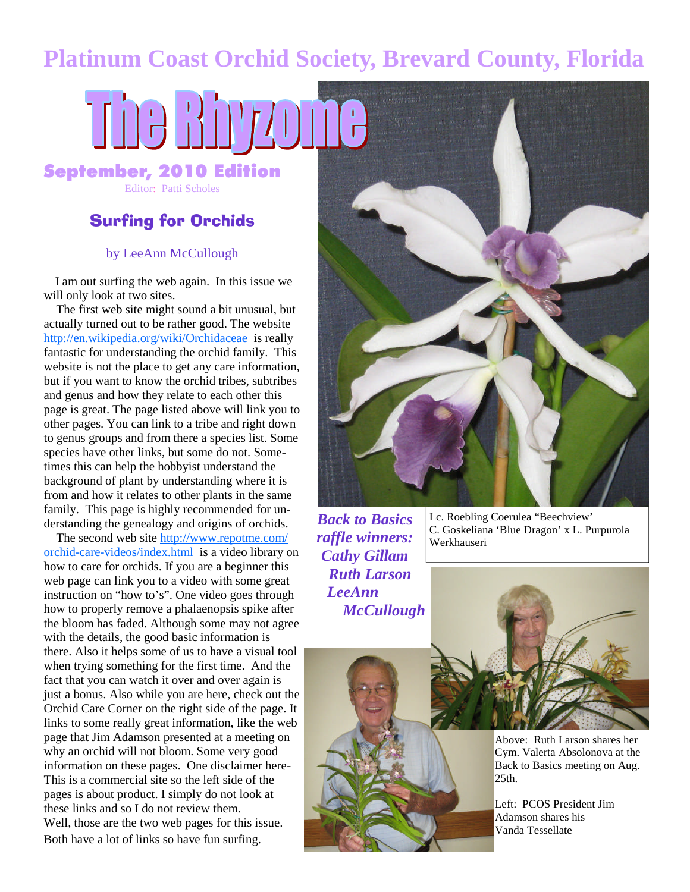# Platinum Coast Orchid Society, Brevard County, Florida

# The Rhyzome

## September, 2010 Edition

Editor: Patti Scholes

## Surfing for Orchids

by LeeAnn McCullough

I am out surfing the web again. In this issue we will only look at two sites.

The first web site might sound a bit unusual, but actually turned out to be rather good. The website http://en.wikipedia.org/wiki/Orchidaceae is really fantastic for understanding the orchid family. This website is not the place to get any care information, but if you want to know the orchid tribes, subtribes and genus and how they relate to each other this page is great. The page listed above will link you to other pages. You can link to a tribe and right down to genus groups and from there a species list. Some species have other links, but some do not. Sometimes this can help the hobbyist understand the background of plant by understanding where it is from and how it relates to other plants in the same family. This page is highly recommended for understanding the genealogy and origins of orchids.

The second web site http://www.repotme.com/orchid-care-videos/index.html is a video library on how to care for orchids. If you are a beginner this web page can link you to a video with some great instruction on "how to's". One video goes through how to properly remove a phalaenopsis spike after the bloom has faded. Although some may not agree with the details, the good basic information is there. Also it helps some of us to have a visual tool when trying something for the first time. And the fact that you can watch it over and over again is just a bonus. Also while you are here, check out the Orchid Care Corner on the right side of the page. It links to some really great information, like the web page that Jim Adamson presented at a meeting on why an orchid will not bloom. Some very good information on these pages. One disclaimer here-This is a commercial site so the left side of the pages is about product. I simply do not look at these links and so I do not review them.

Well, those are the two web pages for this issue. Both have a lot of links so have fun surfing.

***Back to Basics raffle winners: Cathy Gillam Ruth Larson LeeAnn McCullough***

Lc. Roebling Coerulea "Beechview'
C. Goskeliana 'Blue Dragon' x L. Purpurola Werkhauseri

Above: Ruth Larson shares her Cym. Valerta Absolonova at the Back to Basics meeting on Aug. 25th.

Left: PCOS President Jim Adamson shares his Vanda Tessellate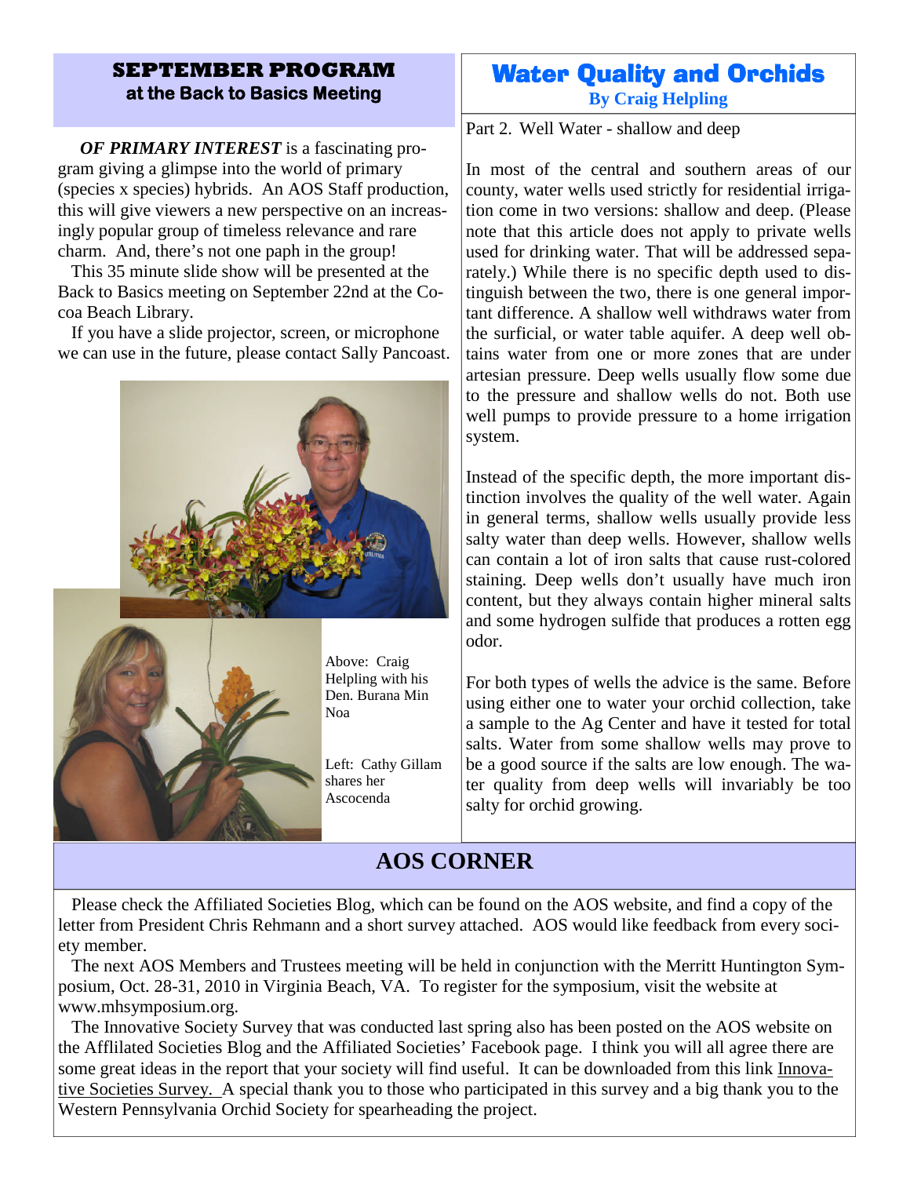## SEPTEMBER PROGRAM
### at the Back to Basics Meeting

***OF PRIMARY INTEREST*** is a fascinating program giving a glimpse into the world of primary (species x species) hybrids. An AOS Staff production, this will give viewers a new perspective on an increasingly popular group of timeless relevance and rare charm. And, there's not one paph in the group!

This 35 minute slide show will be presented at the Back to Basics meeting on September 22nd at the Cocoa Beach Library.

If you have a slide projector, screen, or microphone we can use in the future, please contact Sally Pancoast.

Above: Craig Helpling with his Den. Burana Min Noa

Left: Cathy Gillam shares her Ascocenda

## Water Quality and Orchids
**By Craig Helpling**

Part 2. Well Water - shallow and deep

In most of the central and southern areas of our county, water wells used strictly for residential irrigation come in two versions: shallow and deep. (Please note that this article does not apply to private wells used for drinking water. That will be addressed separately.) While there is no specific depth used to distinguish between the two, there is one general important difference. A shallow well withdraws water from the surficial, or water table aquifer. A deep well obtains water from one or more zones that are under artesian pressure. Deep wells usually flow some due to the pressure and shallow wells do not. Both use well pumps to provide pressure to a home irrigation system.

Instead of the specific depth, the more important distinction involves the quality of the well water. Again in general terms, shallow wells usually provide less salty water than deep wells. However, shallow wells can contain a lot of iron salts that cause rust-colored staining. Deep wells don't usually have much iron content, but they always contain higher mineral salts and some hydrogen sulfide that produces a rotten egg odor.

For both types of wells the advice is the same. Before using either one to water your orchid collection, take a sample to the Ag Center and have it tested for total salts. Water from some shallow wells may prove to be a good source if the salts are low enough. The water quality from deep wells will invariably be too salty for orchid growing.

## AOS CORNER

Please check the Affiliated Societies Blog, which can be found on the AOS website, and find a copy of the letter from President Chris Rehmann and a short survey attached. AOS would like feedback from every society member.

The next AOS Members and Trustees meeting will be held in conjunction with the Merritt Huntington Symposium, Oct. 28-31, 2010 in Virginia Beach, VA. To register for the symposium, visit the website at www.mhsymposium.org.

The Innovative Society Survey that was conducted last spring also has been posted on the AOS website on the Afflilated Societies Blog and the Affiliated Societies' Facebook page. I think you will all agree there are some great ideas in the report that your society will find useful. It can be downloaded from this link Innovative Societies Survey. A special thank you to those who participated in this survey and a big thank you to the Western Pennsylvania Orchid Society for spearheading the project.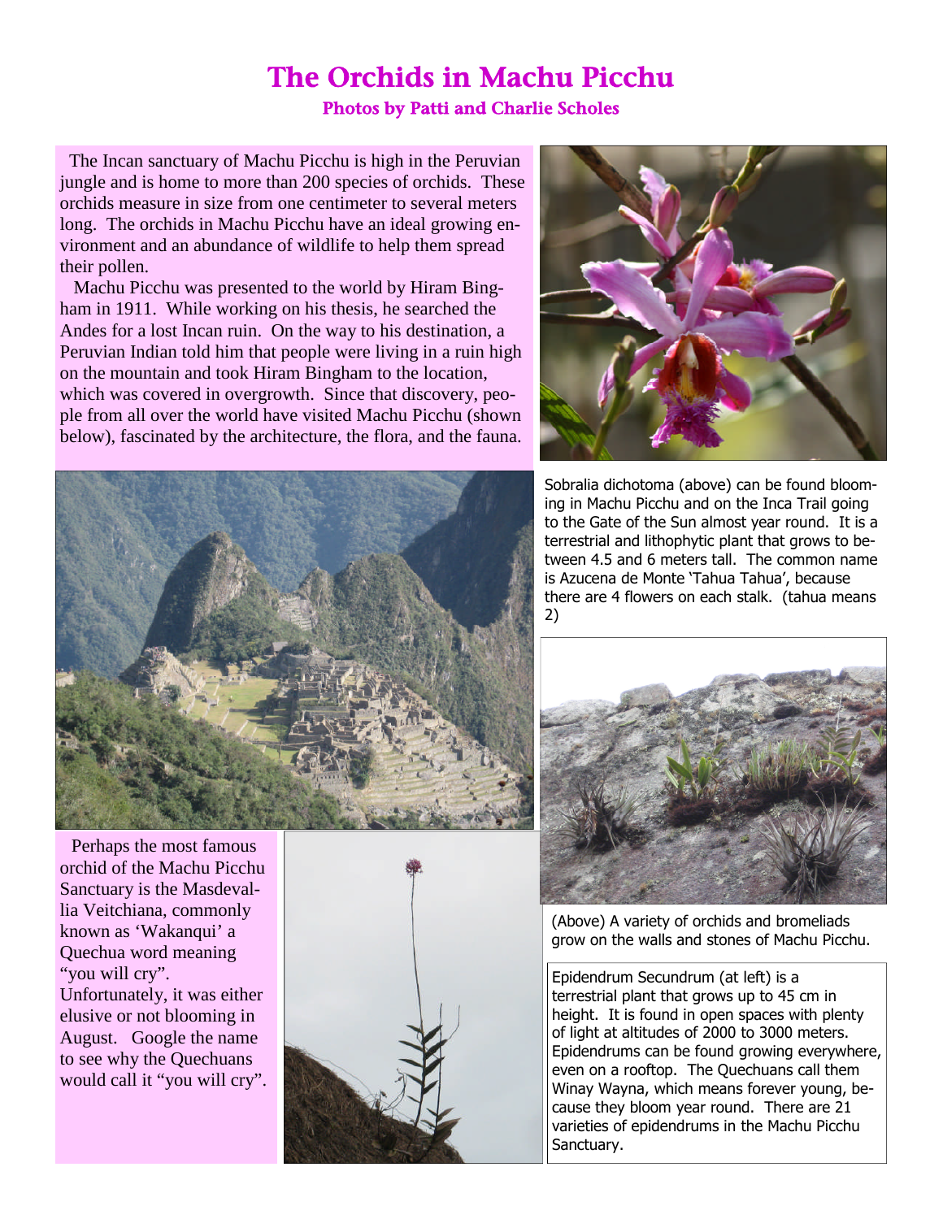# The Orchids in Machu Picchu

### Photos by Patti and Charlie Scholes

The Incan sanctuary of Machu Picchu is high in the Peruvian jungle and is home to more than 200 species of orchids. These orchids measure in size from one centimeter to several meters long. The orchids in Machu Picchu have an ideal growing environment and an abundance of wildlife to help them spread their pollen.

Machu Picchu was presented to the world by Hiram Bingham in 1911. While working on his thesis, he searched the Andes for a lost Incan ruin. On the way to his destination, a Peruvian Indian told him that people were living in a ruin high on the mountain and took Hiram Bingham to the location, which was covered in overgrowth. Since that discovery, people from all over the world have visited Machu Picchu (shown below), fascinated by the architecture, the flora, and the fauna.

Sobralia dichotoma (above) can be found blooming in Machu Picchu and on the Inca Trail going to the Gate of the Sun almost year round. It is a terrestrial and lithophytic plant that grows to between 4.5 and 6 meters tall. The common name is Azucena de Monte 'Tahua Tahua', because there are 4 flowers on each stalk. (tahua means 2)

(Above) A variety of orchids and bromeliads grow on the walls and stones of Machu Picchu.

Perhaps the most famous orchid of the Machu Picchu Sanctuary is the Masdevallia Veitchiana, commonly known as 'Wakanqui' a Quechua word meaning "you will cry". Unfortunately, it was either elusive or not blooming in August. Google the name to see why the Quechuans would call it "you will cry".

Epidendrum Secundrum (at left) is a terrestrial plant that grows up to 45 cm in height. It is found in open spaces with plenty of light at altitudes of 2000 to 3000 meters. Epidendrums can be found growing everywhere, even on a rooftop. The Quechuans call them Winay Wayna, which means forever young, because they bloom year round. There are 21 varieties of epidendrums in the Machu Picchu Sanctuary.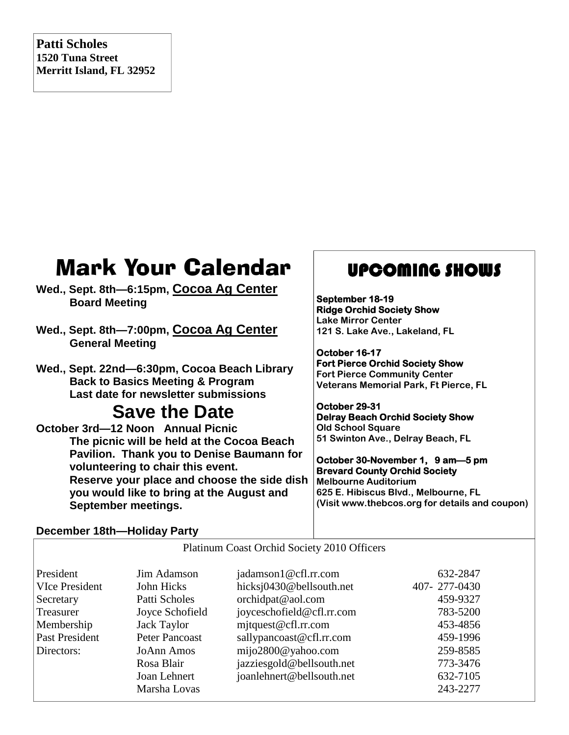**Patti Scholes**
**1520 Tuna Street**
**Merritt Island, FL 32952**

# Mark Your Calendar

**Wed., Sept. 8th—6:15pm, Cocoa Ag Center**
**Board Meeting**

**Wed., Sept. 8th—7:00pm, Cocoa Ag Center**
**General Meeting**

**Wed., Sept. 22nd—6:30pm, Cocoa Beach Library**
**Back to Basics Meeting & Program**
**Last date for newsletter submissions**

## Save the Date

**October 3rd—12 Noon Annual Picnic**
**The picnic will be held at the Cocoa Beach Pavilion. Thank you to Denise Baumann for volunteering to chair this event.**
**Reserve your place and choose the side dish you would like to bring at the August and September meetings.**

**December 18th—Holiday Party**

# UPCOMING SHOWS

**September 18-19**
**Ridge Orchid Society Show**
**Lake Mirror Center**
**121 S. Lake Ave., Lakeland, FL**

**October 16-17**
**Fort Pierce Orchid Society Show**
**Fort Pierce Community Center**
**Veterans Memorial Park, Ft Pierce, FL**

**October 29-31**
**Delray Beach Orchid Society Show**
**Old School Square**
**51 Swinton Ave., Delray Beach, FL**

**October 30-November 1, 9 am—5 pm**
**Brevard County Orchid Society**
**Melbourne Auditorium**
**625 E. Hibiscus Blvd., Melbourne, FL**
**(Visit www.thebcos.org for details and coupon)**

Platinum Coast Orchid Society 2010 Officers

| | | | |
|---|---|---|---|
| President | Jim Adamson | jadamson1@cfl.rr.com | 632-2847 |
| VIce President | John Hicks | hicksj0430@bellsouth.net | 407- 277-0430 |
| Secretary | Patti Scholes | orchidpat@aol.com | 459-9327 |
| Treasurer | Joyce Schofield | joyceschofield@cfl.rr.com | 783-5200 |
| Membership | Jack Taylor | mjtquest@cfl.rr.com | 453-4856 |
| Past President | Peter Pancoast | sallypancoast@cfl.rr.com | 459-1996 |
| Directors: | JoAnn Amos | mijo2800@yahoo.com | 259-8585 |
| | Rosa Blair | jazziesgold@bellsouth.net | 773-3476 |
| | Joan Lehnert | joanlehnert@bellsouth.net | 632-7105 |
| | Marsha Lovas | | 243-2277 |